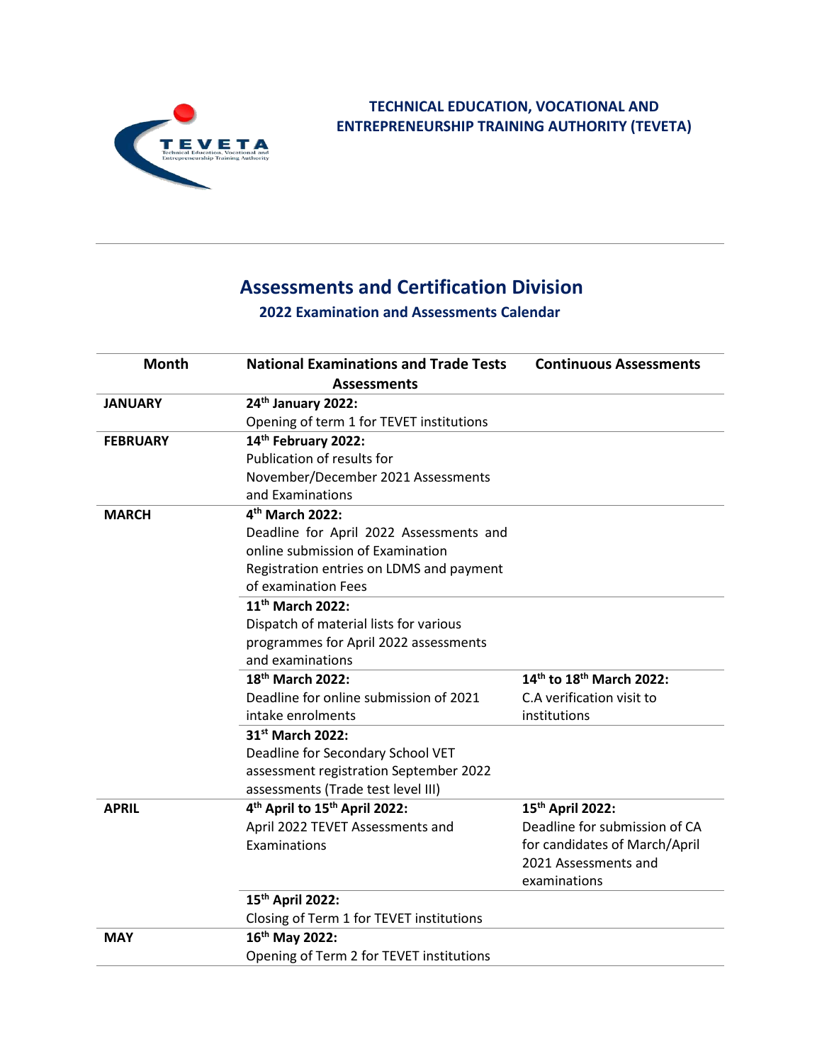TECHNICAL EDUCATION, VOCATIONAL AND ENTREPRENEURSHIP TRAINING AUTHORITY (TEVETA)

# Assessments and Certification Division

## 2022 Examination and Assessments Calendar

| Month | National Examinations and Trade Tests Assessments | Continuous Assessments |
|---|---|---|
| **JANUARY** | **24th January 2022:** Opening of term 1 for TEVET institutions | |
| **FEBRUARY** | **14th February 2022:** Publication of results for November/December 2021 Assessments and Examinations | |
| **MARCH** | **4th March 2022:** Deadline for April 2022 Assessments and online submission of Examination Registration entries on LDMS and payment of examination Fees | |
| | **11th March 2022:** Dispatch of material lists for various programmes for April 2022 assessments and examinations | |
| | **18th March 2022:** Deadline for online submission of 2021 intake enrolments | **14th to 18th March 2022:** C.A verification visit to institutions |
| | **31st March 2022:** Deadline for Secondary School VET assessment registration September 2022 assessments (Trade test level III) | |
| **APRIL** | **4th April to 15th April 2022:** April 2022 TEVET Assessments and Examinations | **15th April 2022:** Deadline for submission of CA for candidates of March/April 2021 Assessments and examinations |
| | **15th April 2022:** Closing of Term 1 for TEVET institutions | |
| **MAY** | **16th May 2022:** Opening of Term 2 for TEVET institutions | |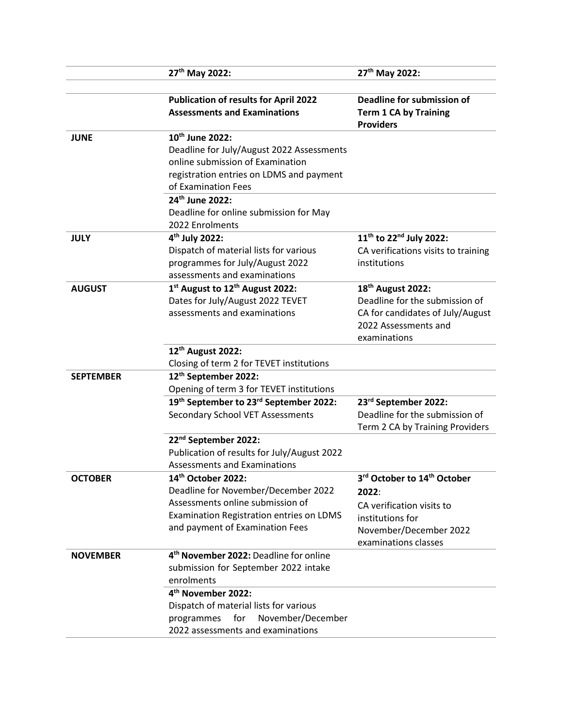| | | |
|---|---|---|
| | **27th May 2022:** | **27th May 2022:** |
| | **Publication of results for April 2022 Assessments and Examinations** | **Deadline for submission of Term 1 CA by Training Providers** |
| **JUNE** | **10th June 2022:** Deadline for July/August 2022 Assessments online submission of Examination registration entries on LDMS and payment of Examination Fees | |
| | **24th June 2022:** Deadline for online submission for May 2022 Enrolments | |
| **JULY** | **4th July 2022:** Dispatch of material lists for various programmes for July/August 2022 assessments and examinations | **11th to 22nd July 2022:** CA verifications visits to training institutions |
| **AUGUST** | **1st August to 12th August 2022:** Dates for July/August 2022 TEVET assessments and examinations | **18th August 2022:** Deadline for the submission of CA for candidates of July/August 2022 Assessments and examinations |
| | **12th August 2022:** Closing of term 2 for TEVET institutions | |
| **SEPTEMBER** | **12th September 2022:** Opening of term 3 for TEVET institutions | |
| | **19th September to 23rd September 2022:** Secondary School VET Assessments | **23rd September 2022:** Deadline for the submission of Term 2 CA by Training Providers |
| | **22nd September 2022:** Publication of results for July/August 2022 Assessments and Examinations | |
| **OCTOBER** | **14th October 2022:** Deadline for November/December 2022 Assessments online submission of Examination Registration entries on LDMS and payment of Examination Fees | **3rd October to 14th October 2022**: CA verification visits to institutions for November/December 2022 examinations classes |
| **NOVEMBER** | **4th November 2022:** Deadline for online submission for September 2022 intake enrolments | |
| | **4th November 2022:** Dispatch of material lists for various programmes for November/December 2022 assessments and examinations | |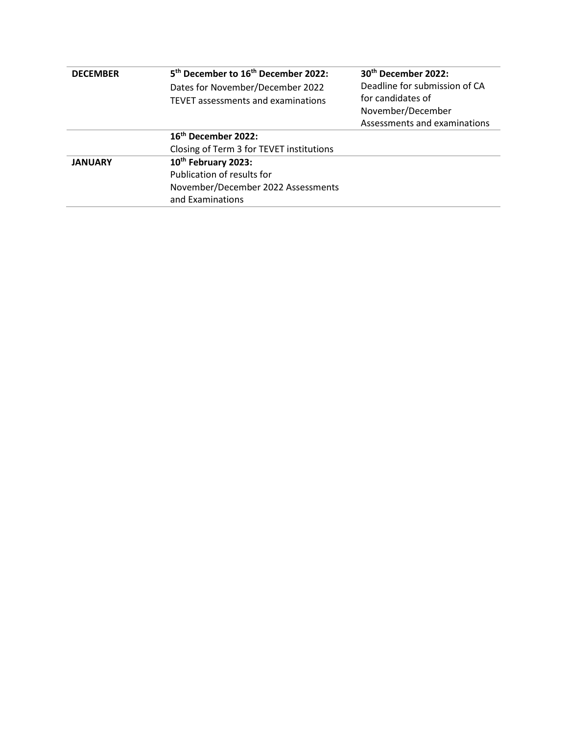| | | |
|---|---|---|
| **DECEMBER** | **5th December to 16th December 2022:** Dates for November/December 2022 TEVET assessments and examinations | **30th December 2022:** Deadline for submission of CA for candidates of November/December Assessments and examinations |
| | **16th December 2022:** Closing of Term 3 for TEVET institutions | |
| **JANUARY** | **10th February 2023:** Publication of results for November/December 2022 Assessments and Examinations | |